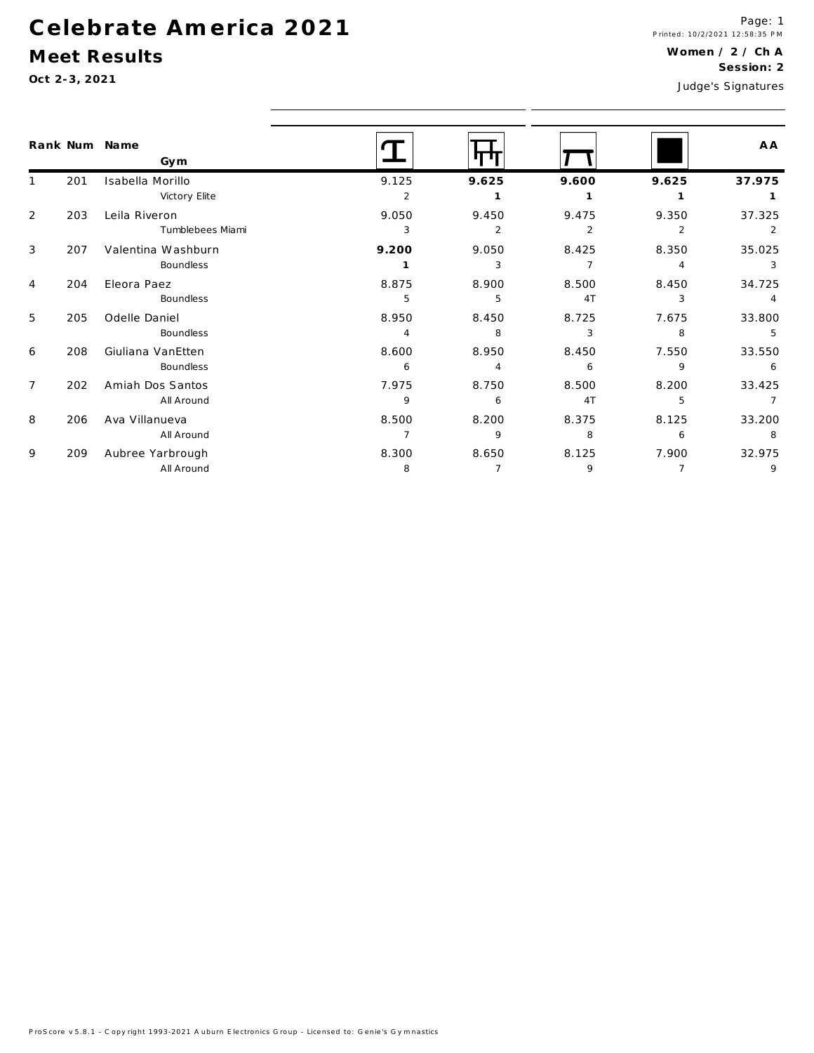# Celebrate America 2021

## Meet Results

**Oct 2-3, 2021**

Printed: 10/2/2021 12:58:35 PM

**Women / 2 / Ch A**
**Session: 2**

Judge's Signatures

| Rank | Num | Name / Gym | Vault | Bars | Beam | Floor | AA |
|---|---|---|---|---|---|---|---|
| 1 | 201 | Isabella Morillo<br>Victory Elite | 9.125<br>2 | **9.625**<br>**1** | **9.600**<br>**1** | **9.625**<br>**1** | **37.975**<br>**1** |
| 2 | 203 | Leila Riveron<br>Tumblebees Miami | 9.050<br>3 | 9.450<br>2 | 9.475<br>2 | 9.350<br>2 | 37.325<br>2 |
| 3 | 207 | Valentina Washburn<br>Boundless | **9.200**<br>**1** | 9.050<br>3 | 8.425<br>7 | 8.350<br>4 | 35.025<br>3 |
| 4 | 204 | Eleora Paez<br>Boundless | 8.875<br>5 | 8.900<br>5 | 8.500<br>4T | 8.450<br>3 | 34.725<br>4 |
| 5 | 205 | Odelle Daniel<br>Boundless | 8.950<br>4 | 8.450<br>8 | 8.725<br>3 | 7.675<br>8 | 33.800<br>5 |
| 6 | 208 | Giuliana VanEtten<br>Boundless | 8.600<br>6 | 8.950<br>4 | 8.450<br>6 | 7.550<br>9 | 33.550<br>6 |
| 7 | 202 | Amiah Dos Santos<br>All Around | 7.975<br>9 | 8.750<br>6 | 8.500<br>4T | 8.200<br>5 | 33.425<br>7 |
| 8 | 206 | Ava Villanueva<br>All Around | 8.500<br>7 | 8.200<br>9 | 8.375<br>8 | 8.125<br>6 | 33.200<br>8 |
| 9 | 209 | Aubree Yarbrough<br>All Around | 8.300<br>8 | 8.650<br>7 | 8.125<br>9 | 7.900<br>7 | 32.975<br>9 |

ProScore v5.8.1 - Copyright 1993-2021 Auburn Electronics Group - Licensed to: Genie's Gymnastics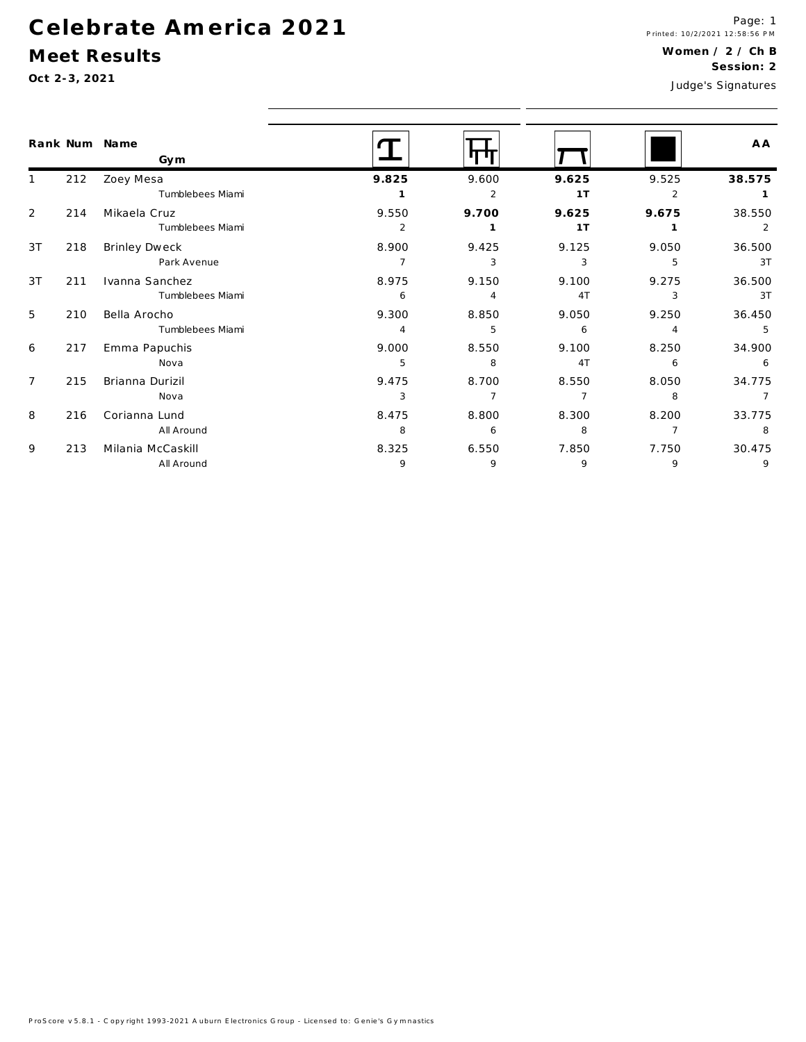# Celebrate America 2021

## Meet Results

**Oct 2-3, 2021**

Printed: 10/2/2021 12:58:56 PM

**Women / 2 / Ch B**

**Session: 2**

Judge's Signatures

| Rank | Num | Name / Gym | Vault | Bars | Beam | Floor | AA |
|---|---|---|---|---|---|---|---|
| 1 | 212 | Zoey Mesa | **9.825** | 9.600 | **9.625** | 9.525 | **38.575** |
| | | Tumblebees Miami | **1** | 2 | **1T** | 2 | **1** |
| 2 | 214 | Mikaela Cruz | 9.550 | **9.700** | **9.625** | **9.675** | 38.550 |
| | | Tumblebees Miami | 2 | **1** | **1T** | **1** | 2 |
| 3T | 218 | Brinley Dweck | 8.900 | 9.425 | 9.125 | 9.050 | 36.500 |
| | | Park Avenue | 7 | 3 | 3 | 5 | 3T |
| 3T | 211 | Ivanna Sanchez | 8.975 | 9.150 | 9.100 | 9.275 | 36.500 |
| | | Tumblebees Miami | 6 | 4 | 4T | 3 | 3T |
| 5 | 210 | Bella Arocho | 9.300 | 8.850 | 9.050 | 9.250 | 36.450 |
| | | Tumblebees Miami | 4 | 5 | 6 | 4 | 5 |
| 6 | 217 | Emma Papuchis | 9.000 | 8.550 | 9.100 | 8.250 | 34.900 |
| | | Nova | 5 | 8 | 4T | 6 | 6 |
| 7 | 215 | Brianna Durizil | 9.475 | 8.700 | 8.550 | 8.050 | 34.775 |
| | | Nova | 3 | 7 | 7 | 8 | 7 |
| 8 | 216 | Corianna Lund | 8.475 | 8.800 | 8.300 | 8.200 | 33.775 |
| | | All Around | 8 | 6 | 8 | 7 | 8 |
| 9 | 213 | Milania McCaskill | 8.325 | 6.550 | 7.850 | 7.750 | 30.475 |
| | | All Around | 9 | 9 | 9 | 9 | 9 |

ProScore v5.8.1 - Copyright 1993-2021 Auburn Electronics Group - Licensed to: Genie's Gymnastics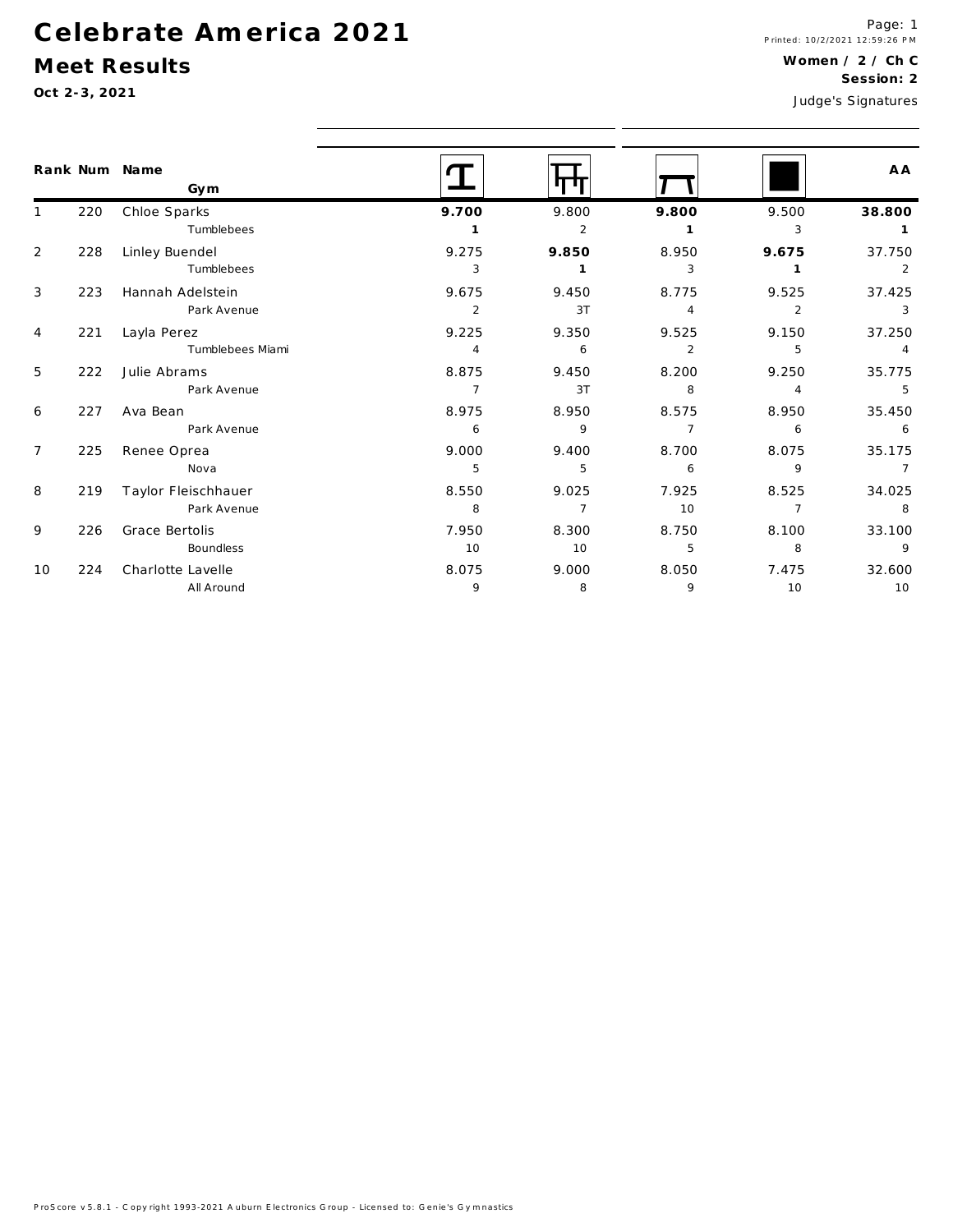# Celebrate America 2021

## Meet Results

**Oct 2-3, 2021**

**Women / 2 / Ch C**
**Session: 2**

Judge's Signatures

| Rank | Num | Name / Gym | Vault | Bars | Beam | Floor | AA |
|---|---|---|---|---|---|---|---|
| 1 | 220 | Chloe Sparks<br>Tumblebees | **9.700**<br>**1** | 9.800<br>2 | **9.800**<br>**1** | 9.500<br>3 | **38.800**<br>**1** |
| 2 | 228 | Linley Buendel<br>Tumblebees | 9.275<br>3 | **9.850**<br>**1** | 8.950<br>3 | **9.675**<br>**1** | 37.750<br>2 |
| 3 | 223 | Hannah Adelstein<br>Park Avenue | 9.675<br>2 | 9.450<br>3T | 8.775<br>4 | 9.525<br>2 | 37.425<br>3 |
| 4 | 221 | Layla Perez<br>Tumblebees Miami | 9.225<br>4 | 9.350<br>6 | 9.525<br>2 | 9.150<br>5 | 37.250<br>4 |
| 5 | 222 | Julie Abrams<br>Park Avenue | 8.875<br>7 | 9.450<br>3T | 8.200<br>8 | 9.250<br>4 | 35.775<br>5 |
| 6 | 227 | Ava Bean<br>Park Avenue | 8.975<br>6 | 8.950<br>9 | 8.575<br>7 | 8.950<br>6 | 35.450<br>6 |
| 7 | 225 | Renee Oprea<br>Nova | 9.000<br>5 | 9.400<br>5 | 8.700<br>6 | 8.075<br>9 | 35.175<br>7 |
| 8 | 219 | Taylor Fleischhauer<br>Park Avenue | 8.550<br>8 | 9.025<br>7 | 7.925<br>10 | 8.525<br>7 | 34.025<br>8 |
| 9 | 226 | Grace Bertolis<br>Boundless | 7.950<br>10 | 8.300<br>10 | 8.750<br>5 | 8.100<br>8 | 33.100<br>9 |
| 10 | 224 | Charlotte Lavelle<br>All Around | 8.075<br>9 | 9.000<br>8 | 8.050<br>9 | 7.475<br>10 | 32.600<br>10 |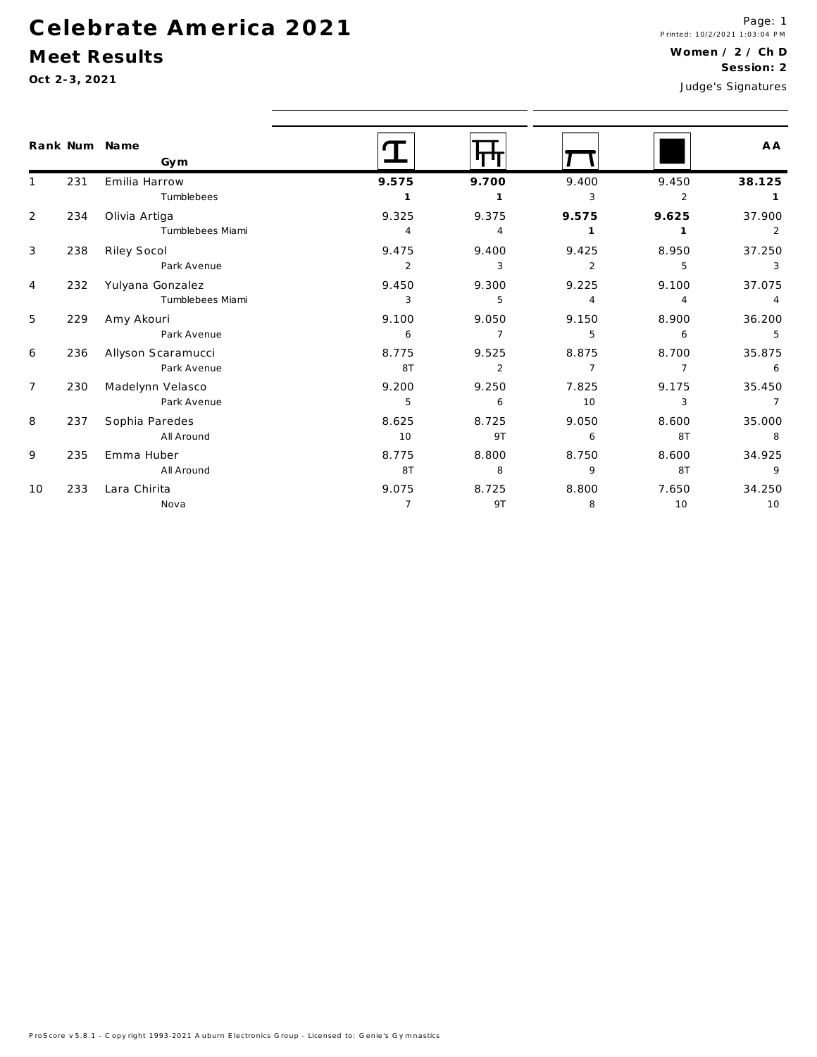# Celebrate America 2021

## Meet Results

**Oct 2-3, 2021**

Printed: 10/2/2021 1:03:04 PM

**Women / 2 / Ch D**
**Session: 2**

Judge's Signatures

| Rank | Num | Name / Gym | Vault | Bars | Beam | Floor | AA |
|---|---|---|---|---|---|---|---|
| 1 | 231 | Emilia Harrow / Tumblebees | **9.575** / **1** | **9.700** / **1** | 9.400 / 3 | 9.450 / 2 | **38.125** / **1** |
| 2 | 234 | Olivia Artiga / Tumblebees Miami | 9.325 / 4 | 9.375 / 4 | **9.575** / **1** | **9.625** / **1** | 37.900 / 2 |
| 3 | 238 | Riley Socol / Park Avenue | 9.475 / 2 | 9.400 / 3 | 9.425 / 2 | 8.950 / 5 | 37.250 / 3 |
| 4 | 232 | Yulyana Gonzalez / Tumblebees Miami | 9.450 / 3 | 9.300 / 5 | 9.225 / 4 | 9.100 / 4 | 37.075 / 4 |
| 5 | 229 | Amy Akouri / Park Avenue | 9.100 / 6 | 9.050 / 7 | 9.150 / 5 | 8.900 / 6 | 36.200 / 5 |
| 6 | 236 | Allyson Scaramucci / Park Avenue | 8.775 / 8T | 9.525 / 2 | 8.875 / 7 | 8.700 / 7 | 35.875 / 6 |
| 7 | 230 | Madelynn Velasco / Park Avenue | 9.200 / 5 | 9.250 / 6 | 7.825 / 10 | 9.175 / 3 | 35.450 / 7 |
| 8 | 237 | Sophia Paredes / All Around | 8.625 / 10 | 8.725 / 9T | 9.050 / 6 | 8.600 / 8T | 35.000 / 8 |
| 9 | 235 | Emma Huber / All Around | 8.775 / 8T | 8.800 / 8 | 8.750 / 9 | 8.600 / 8T | 34.925 / 9 |
| 10 | 233 | Lara Chirita / Nova | 9.075 / 7 | 8.725 / 9T | 8.800 / 8 | 7.650 / 10 | 34.250 / 10 |

ProScore v5.8.1 - Copyright 1993-2021 Auburn Electronics Group - Licensed to: Genie's Gymnastics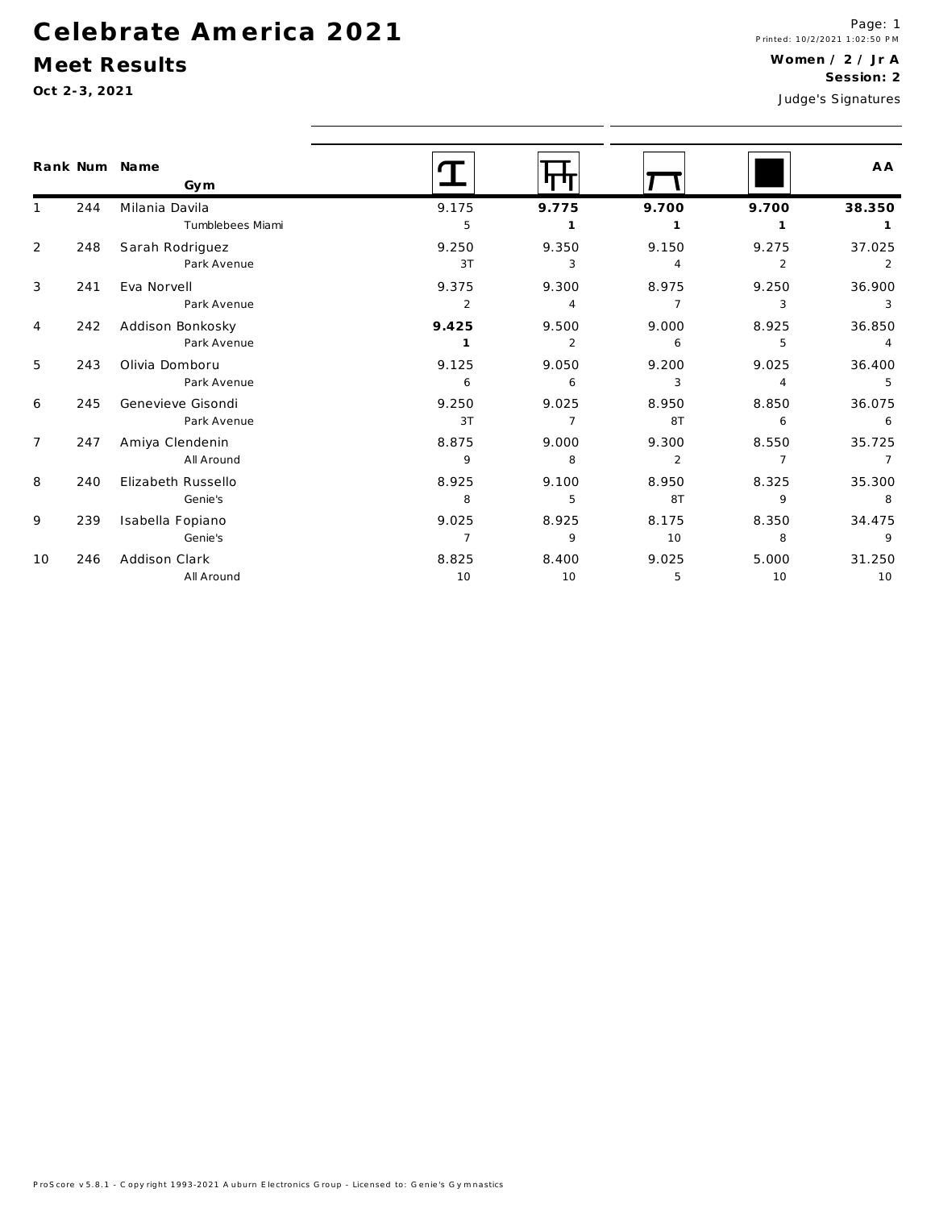# Celebrate America 2021

## Meet Results

**Oct 2-3, 2021**

Printed: 10/2/2021 1:02:50 PM

**Women / 2 / Jr A**

**Session: 2**

Judge's Signatures

| Rank | Num | Name / Gym | Vault | Bars | Beam | Floor | AA |
|---|---|---|---|---|---|---|---|
| 1 | 244 | Milania Davila<br>Tumblebees Miami | 9.175<br>5 | **9.775**<br>**1** | **9.700**<br>**1** | **9.700**<br>**1** | **38.350**<br>**1** |
| 2 | 248 | Sarah Rodriguez<br>Park Avenue | 9.250<br>3T | 9.350<br>3 | 9.150<br>4 | 9.275<br>2 | 37.025<br>2 |
| 3 | 241 | Eva Norvell<br>Park Avenue | 9.375<br>2 | 9.300<br>4 | 8.975<br>7 | 9.250<br>3 | 36.900<br>3 |
| 4 | 242 | Addison Bonkosky<br>Park Avenue | **9.425**<br>**1** | 9.500<br>2 | 9.000<br>6 | 8.925<br>5 | 36.850<br>4 |
| 5 | 243 | Olivia Domboru<br>Park Avenue | 9.125<br>6 | 9.050<br>6 | 9.200<br>3 | 9.025<br>4 | 36.400<br>5 |
| 6 | 245 | Genevieve Gisondi<br>Park Avenue | 9.250<br>3T | 9.025<br>7 | 8.950<br>8T | 8.850<br>6 | 36.075<br>6 |
| 7 | 247 | Amiya Clendenin<br>All Around | 8.875<br>9 | 9.000<br>8 | 9.300<br>2 | 8.550<br>7 | 35.725<br>7 |
| 8 | 240 | Elizabeth Russello<br>Genie's | 8.925<br>8 | 9.100<br>5 | 8.950<br>8T | 8.325<br>9 | 35.300<br>8 |
| 9 | 239 | Isabella Fopiano<br>Genie's | 9.025<br>7 | 8.925<br>9 | 8.175<br>10 | 8.350<br>8 | 34.475<br>9 |
| 10 | 246 | Addison Clark<br>All Around | 8.825<br>10 | 8.400<br>10 | 9.025<br>5 | 5.000<br>10 | 31.250<br>10 |

ProScore v5.8.1 - Copyright 1993-2021 Auburn Electronics Group - Licensed to: Genie's Gymnastics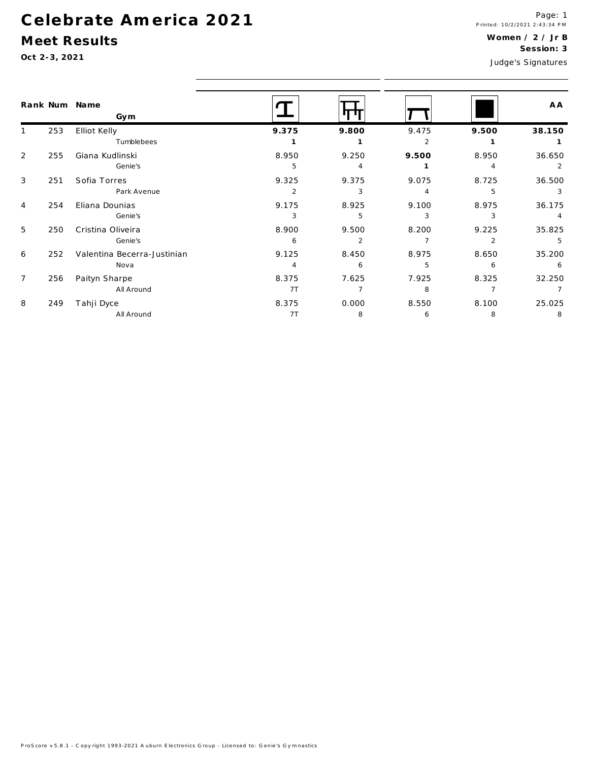# Celebrate America 2021

## Meet Results

**Oct 2-3, 2021**

Page: 1
Printed: 10/2/2021 2:43:34 PM

**Women / 2 / Jr B**
**Session: 3**

Judge's Signatures

| Rank | Num | Name / Gym | Vault | Bars | Beam | Floor | AA |
|---|---|---|---|---|---|---|---|
| 1 | 253 | Elliot Kelly | **9.375** | **9.800** | 9.475 | **9.500** | **38.150** |
| | | Tumblebees | **1** | **1** | 2 | **1** | **1** |
| 2 | 255 | Giana Kudlinski | 8.950 | 9.250 | **9.500** | 8.950 | 36.650 |
| | | Genie's | 5 | 4 | **1** | 4 | 2 |
| 3 | 251 | Sofia Torres | 9.325 | 9.375 | 9.075 | 8.725 | 36.500 |
| | | Park Avenue | 2 | 3 | 4 | 5 | 3 |
| 4 | 254 | Eliana Dounias | 9.175 | 8.925 | 9.100 | 8.975 | 36.175 |
| | | Genie's | 3 | 5 | 3 | 3 | 4 |
| 5 | 250 | Cristina Oliveira | 8.900 | 9.500 | 8.200 | 9.225 | 35.825 |
| | | Genie's | 6 | 2 | 7 | 2 | 5 |
| 6 | 252 | Valentina Becerra-Justinian | 9.125 | 8.450 | 8.975 | 8.650 | 35.200 |
| | | Nova | 4 | 6 | 5 | 6 | 6 |
| 7 | 256 | Paityn Sharpe | 8.375 | 7.625 | 7.925 | 8.325 | 32.250 |
| | | All Around | 7T | 7 | 8 | 7 | 7 |
| 8 | 249 | Tahji Dyce | 8.375 | 0.000 | 8.550 | 8.100 | 25.025 |
| | | All Around | 7T | 8 | 6 | 8 | 8 |

ProScore v5.8.1 - Copyright 1993-2021 Auburn Electronics Group - Licensed to: Genie's Gymnastics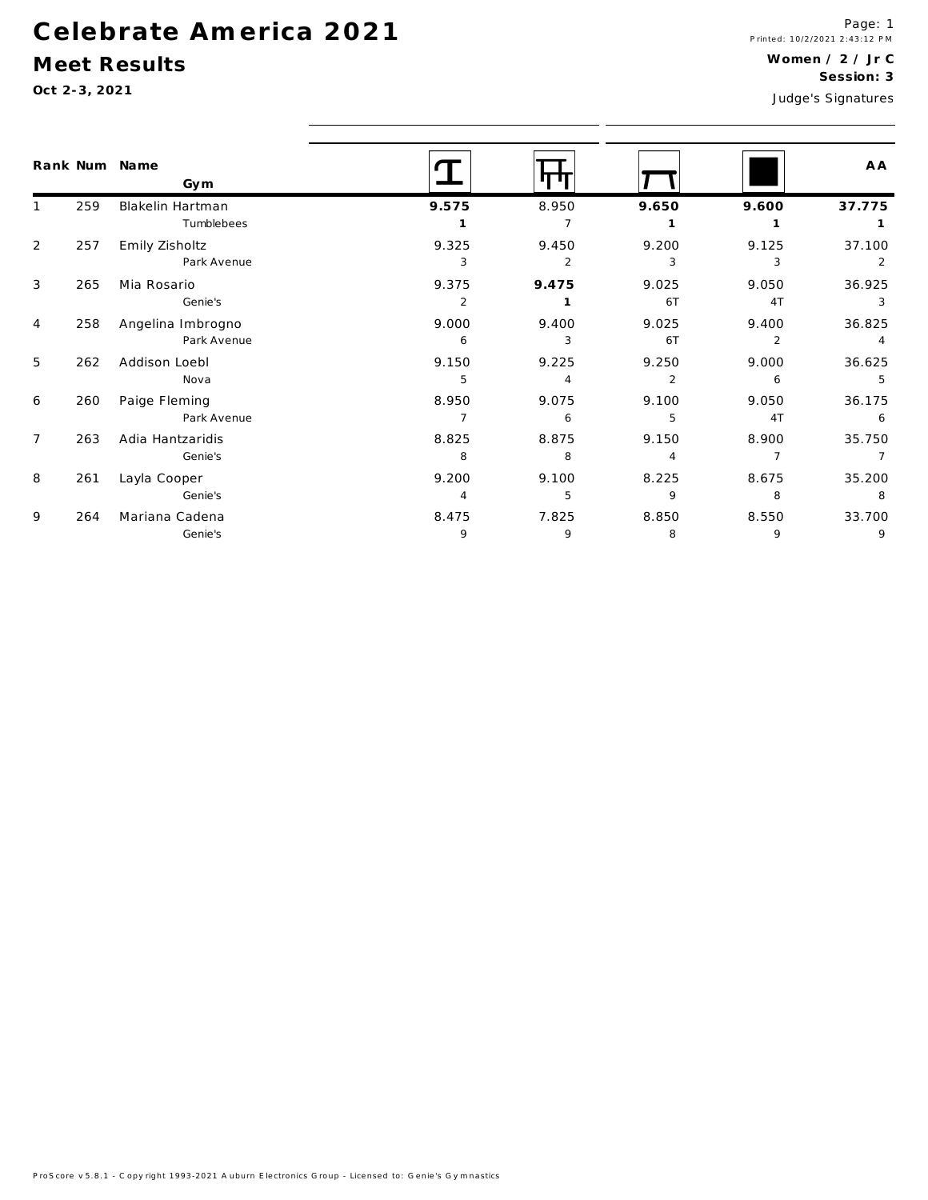# Celebrate America 2021

## Meet Results

**Oct 2-3, 2021**

Page: 1
Printed: 10/2/2021 2:43:12 PM

**Women / 2 / Jr C**
**Session: 3**

Judge's Signatures

| Rank | Num | Name / Gym | Vault | Bars | Beam | Floor | AA |
|---|---|---|---|---|---|---|---|
| 1 | 259 | Blakelin Hartman | **9.575** | 8.950 | **9.650** | **9.600** | **37.775** |
| | | Tumblebees | **1** | 7 | **1** | **1** | **1** |
| 2 | 257 | Emily Zisholtz | 9.325 | 9.450 | 9.200 | 9.125 | 37.100 |
| | | Park Avenue | 3 | 2 | 3 | 3 | 2 |
| 3 | 265 | Mia Rosario | 9.375 | **9.475** | 9.025 | 9.050 | 36.925 |
| | | Genie's | 2 | **1** | 6T | 4T | 3 |
| 4 | 258 | Angelina Imbrogno | 9.000 | 9.400 | 9.025 | 9.400 | 36.825 |
| | | Park Avenue | 6 | 3 | 6T | 2 | 4 |
| 5 | 262 | Addison Loebl | 9.150 | 9.225 | 9.250 | 9.000 | 36.625 |
| | | Nova | 5 | 4 | 2 | 6 | 5 |
| 6 | 260 | Paige Fleming | 8.950 | 9.075 | 9.100 | 9.050 | 36.175 |
| | | Park Avenue | 7 | 6 | 5 | 4T | 6 |
| 7 | 263 | Adia Hantzaridis | 8.825 | 8.875 | 9.150 | 8.900 | 35.750 |
| | | Genie's | 8 | 8 | 4 | 7 | 7 |
| 8 | 261 | Layla Cooper | 9.200 | 9.100 | 8.225 | 8.675 | 35.200 |
| | | Genie's | 4 | 5 | 9 | 8 | 8 |
| 9 | 264 | Mariana Cadena | 8.475 | 7.825 | 8.850 | 8.550 | 33.700 |
| | | Genie's | 9 | 9 | 8 | 9 | 9 |

ProScore v5.8.1 - Copyright 1993-2021 Auburn Electronics Group - Licensed to: Genie's Gymnastics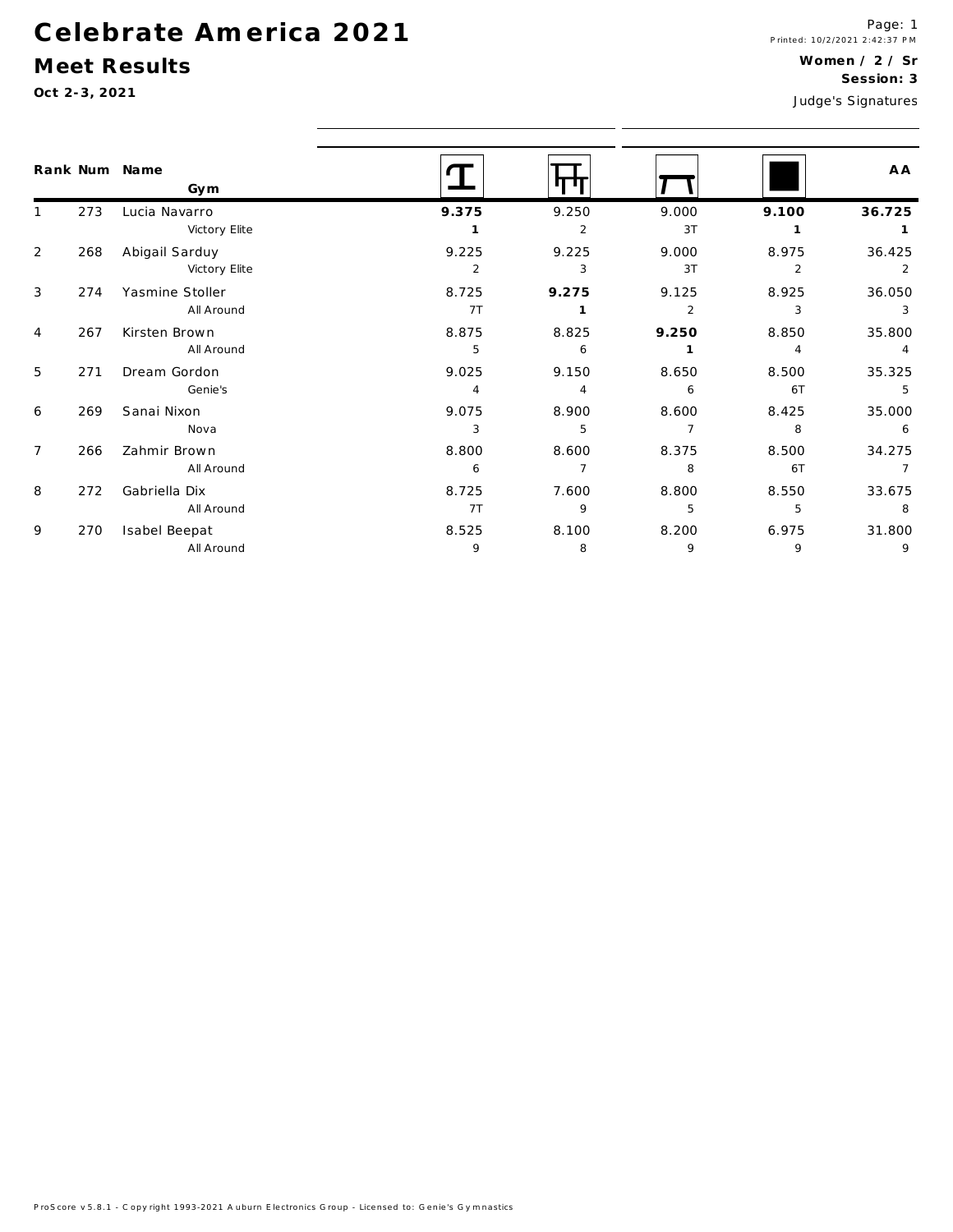# Celebrate America 2021

## Meet Results

**Oct 2-3, 2021**

**Women / 2 / Sr**
**Session: 3**

Judge's Signatures

| Rank | Num | Name / Gym | Vault | Bars | Beam | Floor | AA |
|---|---|---|---|---|---|---|---|
| 1 | 273 | Lucia Navarro<br>Victory Elite | **9.375**<br>**1** | 9.250<br>2 | 9.000<br>3T | **9.100**<br>**1** | **36.725**<br>**1** |
| 2 | 268 | Abigail Sarduy<br>Victory Elite | 9.225<br>2 | 9.225<br>3 | 9.000<br>3T | 8.975<br>2 | 36.425<br>2 |
| 3 | 274 | Yasmine Stoller<br>All Around | 8.725<br>7T | **9.275**<br>**1** | 9.125<br>2 | 8.925<br>3 | 36.050<br>3 |
| 4 | 267 | Kirsten Brown<br>All Around | 8.875<br>5 | 8.825<br>6 | **9.250**<br>**1** | 8.850<br>4 | 35.800<br>4 |
| 5 | 271 | Dream Gordon<br>Genie's | 9.025<br>4 | 9.150<br>4 | 8.650<br>6 | 8.500<br>6T | 35.325<br>5 |
| 6 | 269 | Sanai Nixon<br>Nova | 9.075<br>3 | 8.900<br>5 | 8.600<br>7 | 8.425<br>8 | 35.000<br>6 |
| 7 | 266 | Zahmir Brown<br>All Around | 8.800<br>6 | 8.600<br>7 | 8.375<br>8 | 8.500<br>6T | 34.275<br>7 |
| 8 | 272 | Gabriella Dix<br>All Around | 8.725<br>7T | 7.600<br>9 | 8.800<br>5 | 8.550<br>5 | 33.675<br>8 |
| 9 | 270 | Isabel Beepat<br>All Around | 8.525<br>9 | 8.100<br>8 | 8.200<br>9 | 6.975<br>9 | 31.800<br>9 |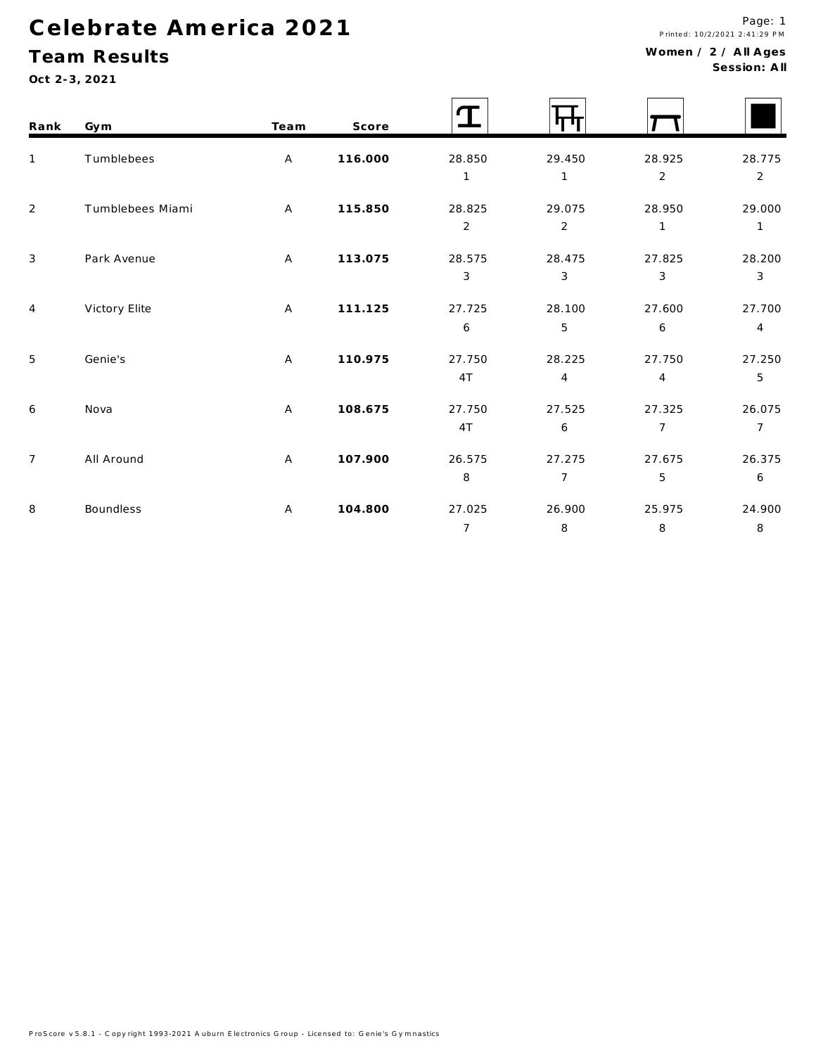# Celebrate America 2021

## Team Results

Oct 2-3, 2021

Women / 2 / All Ages
Session: All

| Rank | Gym | Team | Score | Vault | Bars | Beam | Floor |
|---|---|---|---|---|---|---|---|
| 1 | Tumblebees | A | **116.000** | 28.850<br>1 | 29.450<br>1 | 28.925<br>2 | 28.775<br>2 |
| 2 | Tumblebees Miami | A | **115.850** | 28.825<br>2 | 29.075<br>2 | 28.950<br>1 | 29.000<br>1 |
| 3 | Park Avenue | A | **113.075** | 28.575<br>3 | 28.475<br>3 | 27.825<br>3 | 28.200<br>3 |
| 4 | Victory Elite | A | **111.125** | 27.725<br>6 | 28.100<br>5 | 27.600<br>6 | 27.700<br>4 |
| 5 | Genie's | A | **110.975** | 27.750<br>4T | 28.225<br>4 | 27.750<br>4 | 27.250<br>5 |
| 6 | Nova | A | **108.675** | 27.750<br>4T | 27.525<br>6 | 27.325<br>7 | 26.075<br>7 |
| 7 | All Around | A | **107.900** | 26.575<br>8 | 27.275<br>7 | 27.675<br>5 | 26.375<br>6 |
| 8 | Boundless | A | **104.800** | 27.025<br>7 | 26.900<br>8 | 25.975<br>8 | 24.900<br>8 |

ProScore v5.8.1 - Copyright 1993-2021 Auburn Electronics Group - Licensed to: Genie's Gymnastics